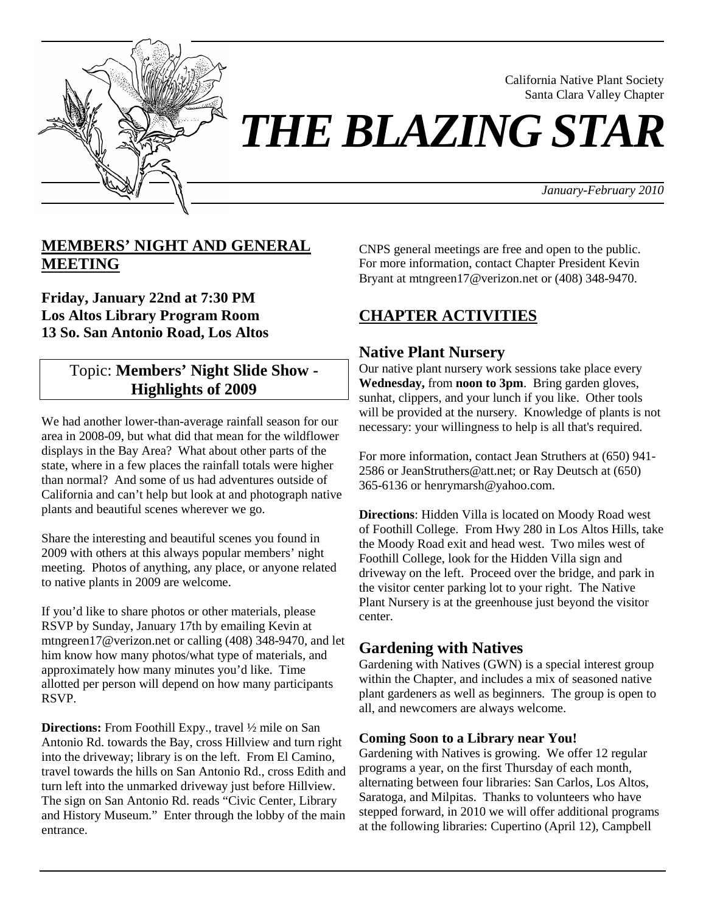California Native Plant Society
Santa Clara Valley Chapter

# THE BLAZING STAR

*January-February 2010*

## MEMBERS' NIGHT AND GENERAL MEETING

**Friday, January 22nd at 7:30 PM**
**Los Altos Library Program Room**
**13 So. San Antonio Road, Los Altos**

Topic: **Members' Night Slide Show - Highlights of 2009**

We had another lower-than-average rainfall season for our area in 2008-09, but what did that mean for the wildflower displays in the Bay Area? What about other parts of the state, where in a few places the rainfall totals were higher than normal? And some of us had adventures outside of California and can't help but look at and photograph native plants and beautiful scenes wherever we go.

Share the interesting and beautiful scenes you found in 2009 with others at this always popular members' night meeting. Photos of anything, any place, or anyone related to native plants in 2009 are welcome.

If you'd like to share photos or other materials, please RSVP by Sunday, January 17th by emailing Kevin at mtngreen17@verizon.net or calling (408) 348-9470, and let him know how many photos/what type of materials, and approximately how many minutes you'd like. Time allotted per person will depend on how many participants RSVP.

**Directions:** From Foothill Expy., travel ½ mile on San Antonio Rd. towards the Bay, cross Hillview and turn right into the driveway; library is on the left. From El Camino, travel towards the hills on San Antonio Rd., cross Edith and turn left into the unmarked driveway just before Hillview. The sign on San Antonio Rd. reads "Civic Center, Library and History Museum." Enter through the lobby of the main entrance.

CNPS general meetings are free and open to the public. For more information, contact Chapter President Kevin Bryant at mtngreen17@verizon.net or (408) 348-9470.

## CHAPTER ACTIVITIES

### Native Plant Nursery

Our native plant nursery work sessions take place every **Wednesday,** from **noon to 3pm**. Bring garden gloves, sunhat, clippers, and your lunch if you like. Other tools will be provided at the nursery. Knowledge of plants is not necessary: your willingness to help is all that's required.

For more information, contact Jean Struthers at (650) 941-2586 or JeanStruthers@att.net; or Ray Deutsch at (650) 365-6136 or henrymarsh@yahoo.com.

**Directions**: Hidden Villa is located on Moody Road west of Foothill College. From Hwy 280 in Los Altos Hills, take the Moody Road exit and head west. Two miles west of Foothill College, look for the Hidden Villa sign and driveway on the left. Proceed over the bridge, and park in the visitor center parking lot to your right. The Native Plant Nursery is at the greenhouse just beyond the visitor center.

### Gardening with Natives

Gardening with Natives (GWN) is a special interest group within the Chapter, and includes a mix of seasoned native plant gardeners as well as beginners. The group is open to all, and newcomers are always welcome.

**Coming Soon to a Library near You!**

Gardening with Natives is growing. We offer 12 regular programs a year, on the first Thursday of each month, alternating between four libraries: San Carlos, Los Altos, Saratoga, and Milpitas. Thanks to volunteers who have stepped forward, in 2010 we will offer additional programs at the following libraries: Cupertino (April 12), Campbell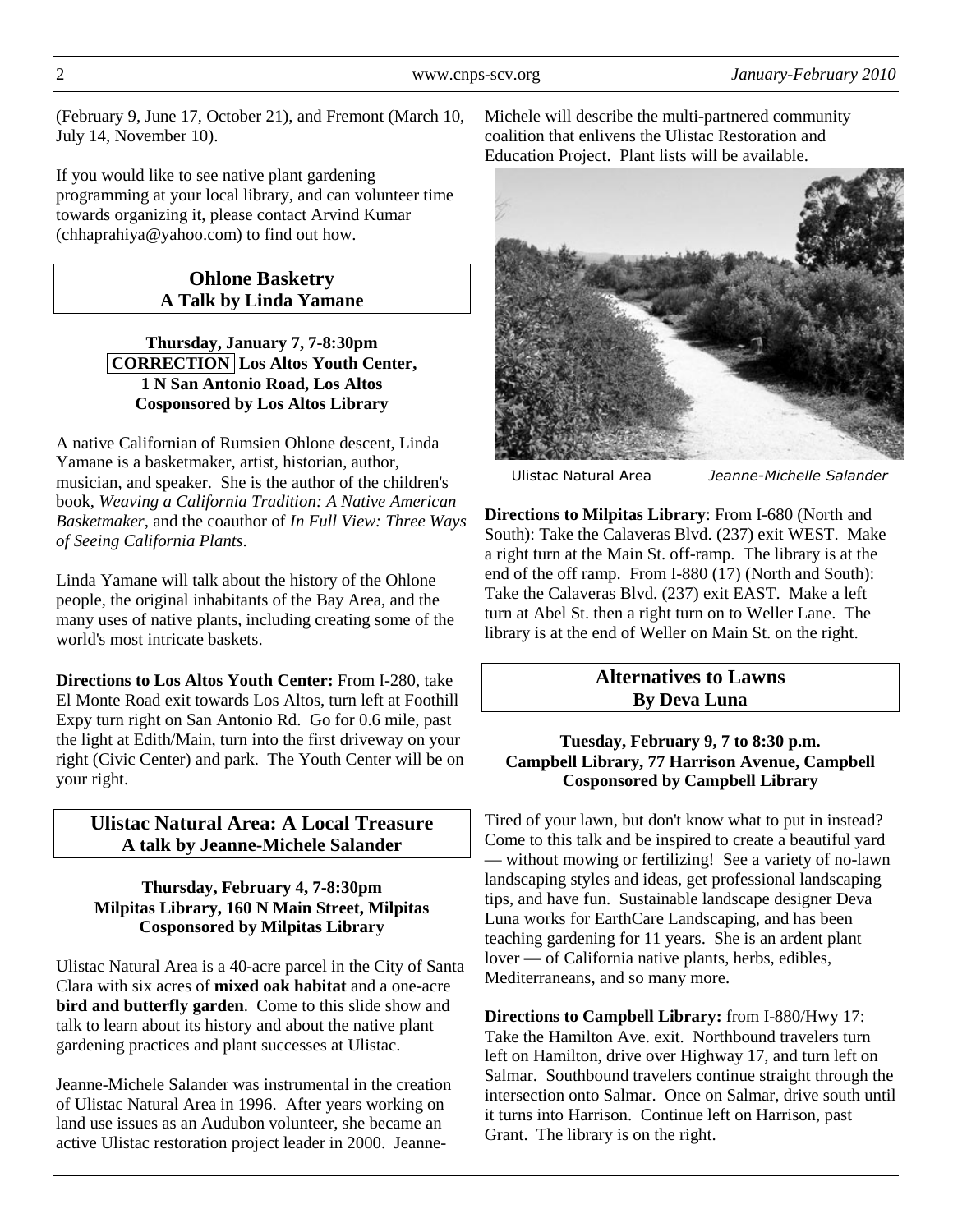(February 9, June 17, October 21), and Fremont (March 10, July 14, November 10).

If you would like to see native plant gardening programming at your local library, and can volunteer time towards organizing it, please contact Arvind Kumar (chhaprahiya@yahoo.com) to find out how.

## Ohlone Basketry
## A Talk by Linda Yamane

**Thursday, January 7, 7-8:30pm**
**CORRECTION Los Altos Youth Center,**
**1 N San Antonio Road, Los Altos**
**Cosponsored by Los Altos Library**

A native Californian of Rumsien Ohlone descent, Linda Yamane is a basketmaker, artist, historian, author, musician, and speaker. She is the author of the children's book, *Weaving a California Tradition: A Native American Basketmaker*, and the coauthor of *In Full View: Three Ways of Seeing California Plants*.

Linda Yamane will talk about the history of the Ohlone people, the original inhabitants of the Bay Area, and the many uses of native plants, including creating some of the world's most intricate baskets.

**Directions to Los Altos Youth Center:** From I-280, take El Monte Road exit towards Los Altos, turn left at Foothill Expy turn right on San Antonio Rd. Go for 0.6 mile, past the light at Edith/Main, turn into the first driveway on your right (Civic Center) and park. The Youth Center will be on your right.

## Ulistac Natural Area: A Local Treasure
## A talk by Jeanne-Michele Salander

**Thursday, February 4, 7-8:30pm**
**Milpitas Library, 160 N Main Street, Milpitas**
**Cosponsored by Milpitas Library**

Ulistac Natural Area is a 40-acre parcel in the City of Santa Clara with six acres of **mixed oak habitat** and a one-acre **bird and butterfly garden**. Come to this slide show and talk to learn about its history and about the native plant gardening practices and plant successes at Ulistac.

Jeanne-Michele Salander was instrumental in the creation of Ulistac Natural Area in 1996. After years working on land use issues as an Audubon volunteer, she became an active Ulistac restoration project leader in 2000. Jeanne-Michele will describe the multi-partnered community coalition that enlivens the Ulistac Restoration and Education Project. Plant lists will be available.

Ulistac Natural Area *Jeanne-Michelle Salander*

**Directions to Milpitas Library**: From I-680 (North and South): Take the Calaveras Blvd. (237) exit WEST. Make a right turn at the Main St. off-ramp. The library is at the end of the off ramp. From I-880 (17) (North and South): Take the Calaveras Blvd. (237) exit EAST. Make a left turn at Abel St. then a right turn on to Weller Lane. The library is at the end of Weller on Main St. on the right.

## Alternatives to Lawns
## By Deva Luna

**Tuesday, February 9, 7 to 8:30 p.m.**
**Campbell Library, 77 Harrison Avenue, Campbell**
**Cosponsored by Campbell Library**

Tired of your lawn, but don't know what to put in instead? Come to this talk and be inspired to create a beautiful yard — without mowing or fertilizing! See a variety of no-lawn landscaping styles and ideas, get professional landscaping tips, and have fun. Sustainable landscape designer Deva Luna works for EarthCare Landscaping, and has been teaching gardening for 11 years. She is an ardent plant lover — of California native plants, herbs, edibles, Mediterraneans, and so many more.

**Directions to Campbell Library:** from I-880/Hwy 17: Take the Hamilton Ave. exit. Northbound travelers turn left on Hamilton, drive over Highway 17, and turn left on Salmar. Southbound travelers continue straight through the intersection onto Salmar. Once on Salmar, drive south until it turns into Harrison. Continue left on Harrison, past Grant. The library is on the right.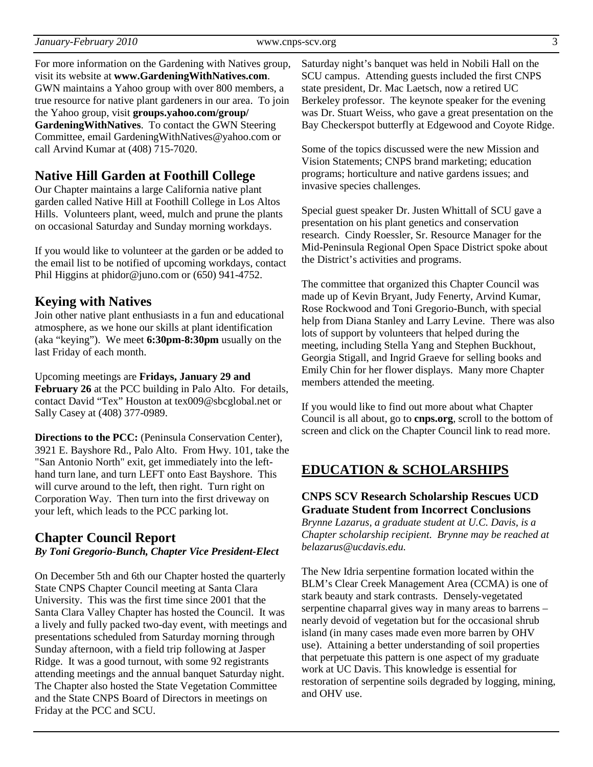For more information on the Gardening with Natives group, visit its website at **www.GardeningWithNatives.com**. GWN maintains a Yahoo group with over 800 members, a true resource for native plant gardeners in our area. To join the Yahoo group, visit **groups.yahoo.com/group/GardeningWithNatives**. To contact the GWN Steering Committee, email GardeningWithNatives@yahoo.com or call Arvind Kumar at (408) 715-7020.

## Native Hill Garden at Foothill College

Our Chapter maintains a large California native plant garden called Native Hill at Foothill College in Los Altos Hills. Volunteers plant, weed, mulch and prune the plants on occasional Saturday and Sunday morning workdays.

If you would like to volunteer at the garden or be added to the email list to be notified of upcoming workdays, contact Phil Higgins at phidor@juno.com or (650) 941-4752.

## Keying with Natives

Join other native plant enthusiasts in a fun and educational atmosphere, as we hone our skills at plant identification (aka "keying"). We meet **6:30pm-8:30pm** usually on the last Friday of each month.

Upcoming meetings are **Fridays, January 29 and February 26** at the PCC building in Palo Alto. For details, contact David "Tex" Houston at tex009@sbcglobal.net or Sally Casey at (408) 377-0989.

**Directions to the PCC:** (Peninsula Conservation Center), 3921 E. Bayshore Rd., Palo Alto. From Hwy. 101, take the "San Antonio North" exit, get immediately into the left-hand turn lane, and turn LEFT onto East Bayshore. This will curve around to the left, then right. Turn right on Corporation Way. Then turn into the first driveway on your left, which leads to the PCC parking lot.

## Chapter Council Report

***By Toni Gregorio-Bunch, Chapter Vice President-Elect***

On December 5th and 6th our Chapter hosted the quarterly State CNPS Chapter Council meeting at Santa Clara University. This was the first time since 2001 that the Santa Clara Valley Chapter has hosted the Council. It was a lively and fully packed two-day event, with meetings and presentations scheduled from Saturday morning through Sunday afternoon, with a field trip following at Jasper Ridge. It was a good turnout, with some 92 registrants attending meetings and the annual banquet Saturday night. The Chapter also hosted the State Vegetation Committee and the State CNPS Board of Directors in meetings on Friday at the PCC and SCU.

Saturday night's banquet was held in Nobili Hall on the SCU campus. Attending guests included the first CNPS state president, Dr. Mac Laetsch, now a retired UC Berkeley professor. The keynote speaker for the evening was Dr. Stuart Weiss, who gave a great presentation on the Bay Checkerspot butterfly at Edgewood and Coyote Ridge.

Some of the topics discussed were the new Mission and Vision Statements; CNPS brand marketing; education programs; horticulture and native gardens issues; and invasive species challenges.

Special guest speaker Dr. Justen Whittall of SCU gave a presentation on his plant genetics and conservation research. Cindy Roessler, Sr. Resource Manager for the Mid-Peninsula Regional Open Space District spoke about the District's activities and programs.

The committee that organized this Chapter Council was made up of Kevin Bryant, Judy Fenerty, Arvind Kumar, Rose Rockwood and Toni Gregorio-Bunch, with special help from Diana Stanley and Larry Levine. There was also lots of support by volunteers that helped during the meeting, including Stella Yang and Stephen Buckhout, Georgia Stigall, and Ingrid Graeve for selling books and Emily Chin for her flower displays. Many more Chapter members attended the meeting.

If you would like to find out more about what Chapter Council is all about, go to **cnps.org**, scroll to the bottom of screen and click on the Chapter Council link to read more.

# EDUCATION & SCHOLARSHIPS

### CNPS SCV Research Scholarship Rescues UCD Graduate Student from Incorrect Conclusions

*Brynne Lazarus, a graduate student at U.C. Davis, is a Chapter scholarship recipient. Brynne may be reached at belazarus@ucdavis.edu.*

The New Idria serpentine formation located within the BLM's Clear Creek Management Area (CCMA) is one of stark beauty and stark contrasts. Densely-vegetated serpentine chaparral gives way in many areas to barrens – nearly devoid of vegetation but for the occasional shrub island (in many cases made even more barren by OHV use). Attaining a better understanding of soil properties that perpetuate this pattern is one aspect of my graduate work at UC Davis. This knowledge is essential for restoration of serpentine soils degraded by logging, mining, and OHV use.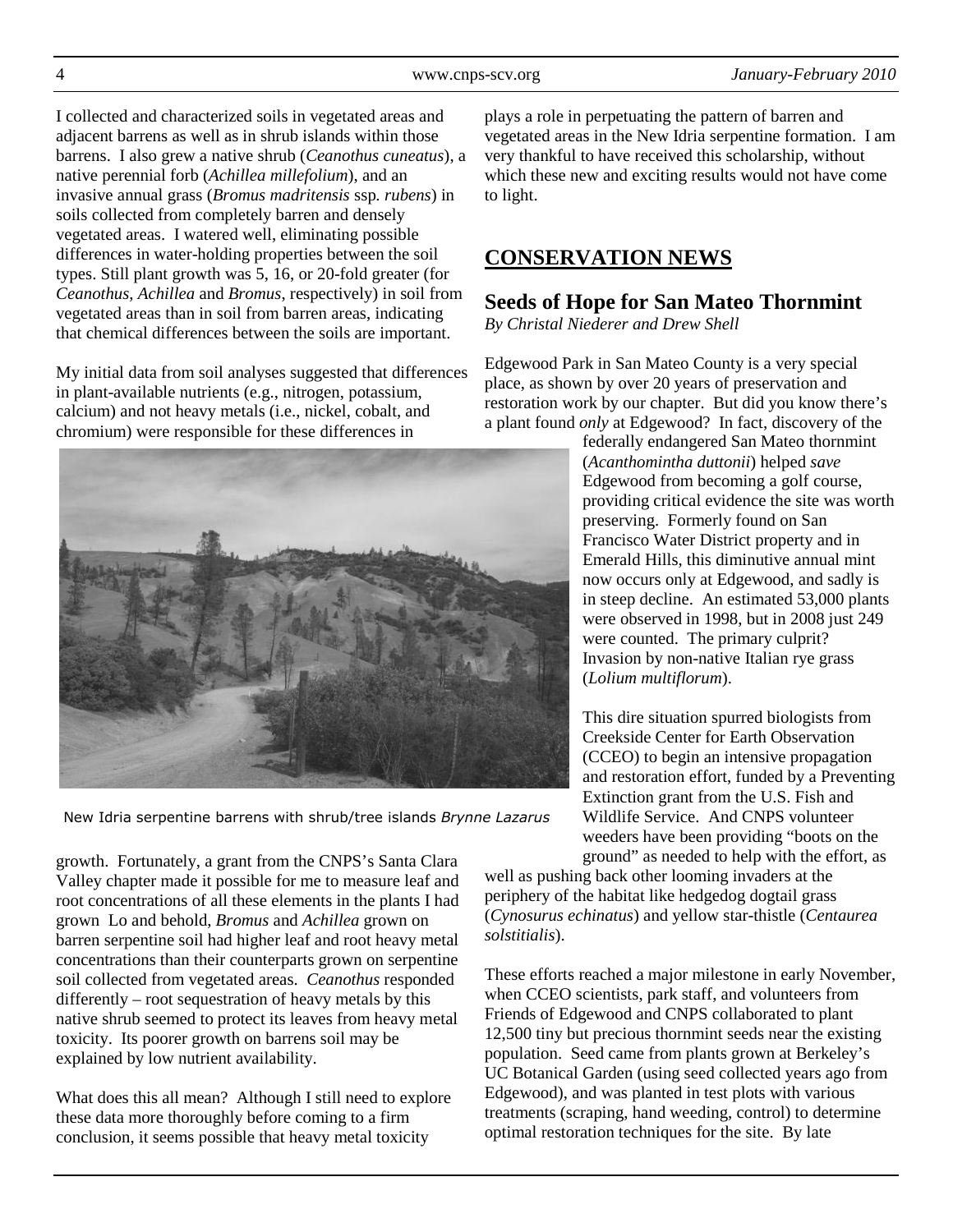I collected and characterized soils in vegetated areas and adjacent barrens as well as in shrub islands within those barrens. I also grew a native shrub (*Ceanothus cuneatus*), a native perennial forb (*Achillea millefolium*), and an invasive annual grass (*Bromus madritensis* ssp. *rubens*) in soils collected from completely barren and densely vegetated areas. I watered well, eliminating possible differences in water-holding properties between the soil types. Still plant growth was 5, 16, or 20-fold greater (for *Ceanothus*, *Achillea* and *Bromus*, respectively) in soil from vegetated areas than in soil from barren areas, indicating that chemical differences between the soils are important.

My initial data from soil analyses suggested that differences in plant-available nutrients (e.g., nitrogen, potassium, calcium) and not heavy metals (i.e., nickel, cobalt, and chromium) were responsible for these differences in growth. Fortunately, a grant from the CNPS's Santa Clara Valley chapter made it possible for me to measure leaf and root concentrations of all these elements in the plants I had grown Lo and behold, *Bromus* and *Achillea* grown on barren serpentine soil had higher leaf and root heavy metal concentrations than their counterparts grown on serpentine soil collected from vegetated areas. *Ceanothus* responded differently – root sequestration of heavy metals by this native shrub seemed to protect its leaves from heavy metal toxicity. Its poorer growth on barrens soil may be explained by low nutrient availability.

New Idria serpentine barrens with shrub/tree islands *Brynne Lazarus*

What does this all mean? Although I still need to explore these data more thoroughly before coming to a firm conclusion, it seems possible that heavy metal toxicity plays a role in perpetuating the pattern of barren and vegetated areas in the New Idria serpentine formation. I am very thankful to have received this scholarship, without which these new and exciting results would not have come to light.

## CONSERVATION NEWS

### Seeds of Hope for San Mateo Thornmint

*By Christal Niederer and Drew Shell*

Edgewood Park in San Mateo County is a very special place, as shown by over 20 years of preservation and restoration work by our chapter. But did you know there's a plant found *only* at Edgewood? In fact, discovery of the federally endangered San Mateo thornmint (*Acanthomintha duttonii*) helped *save* Edgewood from becoming a golf course, providing critical evidence the site was worth preserving. Formerly found on San Francisco Water District property and in Emerald Hills, this diminutive annual mint now occurs only at Edgewood, and sadly is in steep decline. An estimated 53,000 plants were observed in 1998, but in 2008 just 249 were counted. The primary culprit? Invasion by non-native Italian rye grass (*Lolium multiflorum*).

This dire situation spurred biologists from Creekside Center for Earth Observation (CCEO) to begin an intensive propagation and restoration effort, funded by a Preventing Extinction grant from the U.S. Fish and Wildlife Service. And CNPS volunteer weeders have been providing "boots on the ground" as needed to help with the effort, as well as pushing back other looming invaders at the periphery of the habitat like hedgedog dogtail grass (*Cynosurus echinatus*) and yellow star-thistle (*Centaurea solstitialis*).

These efforts reached a major milestone in early November, when CCEO scientists, park staff, and volunteers from Friends of Edgewood and CNPS collaborated to plant 12,500 tiny but precious thornmint seeds near the existing population. Seed came from plants grown at Berkeley's UC Botanical Garden (using seed collected years ago from Edgewood), and was planted in test plots with various treatments (scraping, hand weeding, control) to determine optimal restoration techniques for the site. By late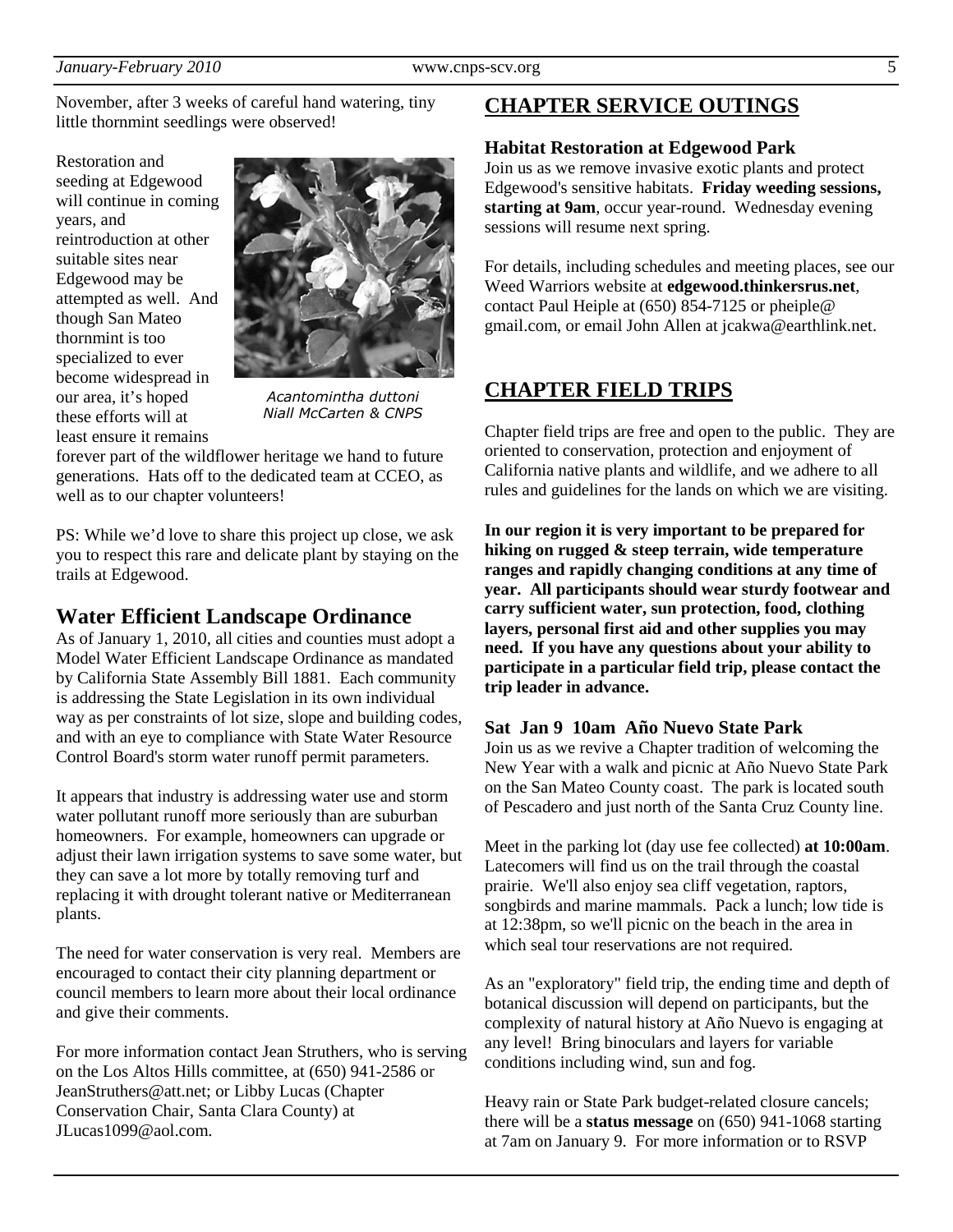November, after 3 weeks of careful hand watering, tiny little thornmint seedlings were observed!

Restoration and seeding at Edgewood will continue in coming years, and reintroduction at other suitable sites near Edgewood may be attempted as well. And though San Mateo thornmint is too specialized to ever become widespread in our area, it's hoped these efforts will at least ensure it remains forever part of the wildflower heritage we hand to future generations. Hats off to the dedicated team at CCEO, as well as to our chapter volunteers!

*Acantomintha duttoni*
*Niall McCarten & CNPS*

PS: While we'd love to share this project up close, we ask you to respect this rare and delicate plant by staying on the trails at Edgewood.

## Water Efficient Landscape Ordinance

As of January 1, 2010, all cities and counties must adopt a Model Water Efficient Landscape Ordinance as mandated by California State Assembly Bill 1881. Each community is addressing the State Legislation in its own individual way as per constraints of lot size, slope and building codes, and with an eye to compliance with State Water Resource Control Board's storm water runoff permit parameters.

It appears that industry is addressing water use and storm water pollutant runoff more seriously than are suburban homeowners. For example, homeowners can upgrade or adjust their lawn irrigation systems to save some water, but they can save a lot more by totally removing turf and replacing it with drought tolerant native or Mediterranean plants.

The need for water conservation is very real. Members are encouraged to contact their city planning department or council members to learn more about their local ordinance and give their comments.

For more information contact Jean Struthers, who is serving on the Los Altos Hills committee, at (650) 941-2586 or JeanStruthers@att.net; or Libby Lucas (Chapter Conservation Chair, Santa Clara County) at JLucas1099@aol.com.

## CHAPTER SERVICE OUTINGS

### Habitat Restoration at Edgewood Park

Join us as we remove invasive exotic plants and protect Edgewood's sensitive habitats. **Friday weeding sessions, starting at 9am**, occur year-round. Wednesday evening sessions will resume next spring.

For details, including schedules and meeting places, see our Weed Warriors website at **edgewood.thinkersrus.net**, contact Paul Heiple at (650) 854-7125 or pheiple@gmail.com, or email John Allen at jcakwa@earthlink.net.

## CHAPTER FIELD TRIPS

Chapter field trips are free and open to the public. They are oriented to conservation, protection and enjoyment of California native plants and wildlife, and we adhere to all rules and guidelines for the lands on which we are visiting.

**In our region it is very important to be prepared for hiking on rugged & steep terrain, wide temperature ranges and rapidly changing conditions at any time of year. All participants should wear sturdy footwear and carry sufficient water, sun protection, food, clothing layers, personal first aid and other supplies you may need. If you have any questions about your ability to participate in a particular field trip, please contact the trip leader in advance.**

### Sat Jan 9 10am Año Nuevo State Park

Join us as we revive a Chapter tradition of welcoming the New Year with a walk and picnic at Año Nuevo State Park on the San Mateo County coast. The park is located south of Pescadero and just north of the Santa Cruz County line.

Meet in the parking lot (day use fee collected) **at 10:00am**. Latecomers will find us on the trail through the coastal prairie. We'll also enjoy sea cliff vegetation, raptors, songbirds and marine mammals. Pack a lunch; low tide is at 12:38pm, so we'll picnic on the beach in the area in which seal tour reservations are not required.

As an "exploratory" field trip, the ending time and depth of botanical discussion will depend on participants, but the complexity of natural history at Año Nuevo is engaging at any level! Bring binoculars and layers for variable conditions including wind, sun and fog.

Heavy rain or State Park budget-related closure cancels; there will be a **status message** on (650) 941-1068 starting at 7am on January 9. For more information or to RSVP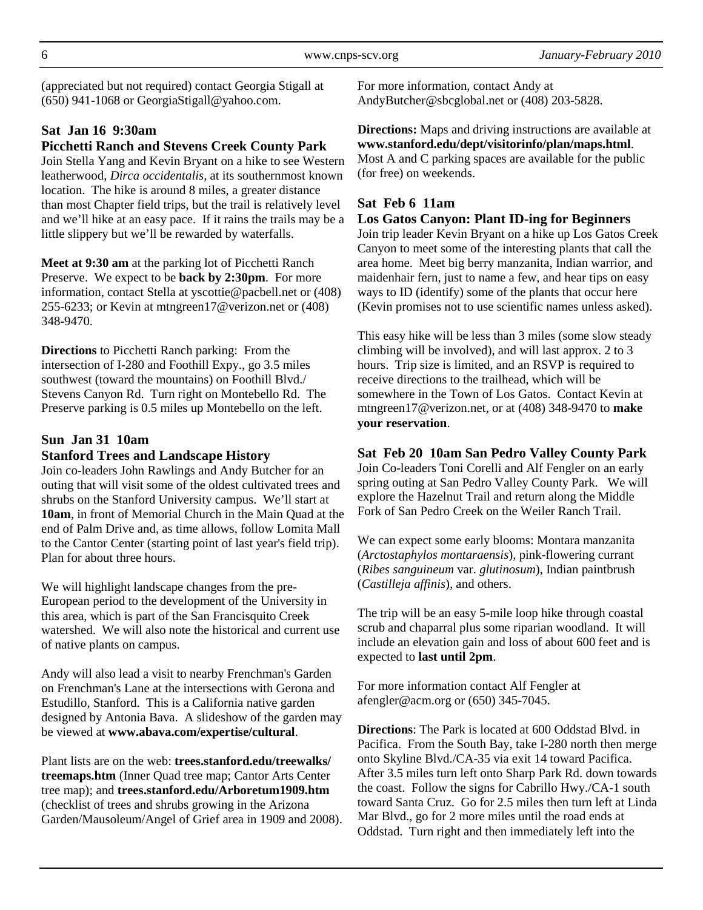(appreciated but not required) contact Georgia Stigall at (650) 941-1068 or GeorgiaStigall@yahoo.com.

### Sat Jan 16 9:30am
### Picchetti Ranch and Stevens Creek County Park

Join Stella Yang and Kevin Bryant on a hike to see Western leatherwood, *Dirca occidentalis*, at its southernmost known location. The hike is around 8 miles, a greater distance than most Chapter field trips, but the trail is relatively level and we'll hike at an easy pace. If it rains the trails may be a little slippery but we'll be rewarded by waterfalls.

**Meet at 9:30 am** at the parking lot of Picchetti Ranch Preserve. We expect to be **back by 2:30pm**. For more information, contact Stella at yscottie@pacbell.net or (408) 255-6233; or Kevin at mtngreen17@verizon.net or (408) 348-9470.

**Directions** to Picchetti Ranch parking: From the intersection of I-280 and Foothill Expy., go 3.5 miles southwest (toward the mountains) on Foothill Blvd./ Stevens Canyon Rd. Turn right on Montebello Rd. The Preserve parking is 0.5 miles up Montebello on the left.

### Sun Jan 31 10am
### Stanford Trees and Landscape History

Join co-leaders John Rawlings and Andy Butcher for an outing that will visit some of the oldest cultivated trees and shrubs on the Stanford University campus. We'll start at **10am**, in front of Memorial Church in the Main Quad at the end of Palm Drive and, as time allows, follow Lomita Mall to the Cantor Center (starting point of last year's field trip). Plan for about three hours.

We will highlight landscape changes from the pre-European period to the development of the University in this area, which is part of the San Francisquito Creek watershed. We will also note the historical and current use of native plants on campus.

Andy will also lead a visit to nearby Frenchman's Garden on Frenchman's Lane at the intersections with Gerona and Estudillo, Stanford. This is a California native garden designed by Antonia Bava. A slideshow of the garden may be viewed at **www.abava.com/expertise/cultural**.

Plant lists are on the web: **trees.stanford.edu/treewalks/treemaps.htm** (Inner Quad tree map; Cantor Arts Center tree map); and **trees.stanford.edu/Arboretum1909.htm** (checklist of trees and shrubs growing in the Arizona Garden/Mausoleum/Angel of Grief area in 1909 and 2008). For more information, contact Andy at AndyButcher@sbcglobal.net or (408) 203-5828.

**Directions:** Maps and driving instructions are available at **www.stanford.edu/dept/visitorinfo/plan/maps.html**. Most A and C parking spaces are available for the public (for free) on weekends.

### Sat Feb 6 11am
### Los Gatos Canyon: Plant ID-ing for Beginners

Join trip leader Kevin Bryant on a hike up Los Gatos Creek Canyon to meet some of the interesting plants that call the area home. Meet big berry manzanita, Indian warrior, and maidenhair fern, just to name a few, and hear tips on easy ways to ID (identify) some of the plants that occur here (Kevin promises not to use scientific names unless asked).

This easy hike will be less than 3 miles (some slow steady climbing will be involved), and will last approx. 2 to 3 hours. Trip size is limited, and an RSVP is required to receive directions to the trailhead, which will be somewhere in the Town of Los Gatos. Contact Kevin at mtngreen17@verizon.net, or at (408) 348-9470 to **make your reservation**.

### Sat Feb 20 10am San Pedro Valley County Park

Join Co-leaders Toni Corelli and Alf Fengler on an early spring outing at San Pedro Valley County Park. We will explore the Hazelnut Trail and return along the Middle Fork of San Pedro Creek on the Weiler Ranch Trail.

We can expect some early blooms: Montara manzanita (*Arctostaphylos montaraensis*), pink-flowering currant (*Ribes sanguineum* var. *glutinosum*), Indian paintbrush (*Castilleja affinis*), and others.

The trip will be an easy 5-mile loop hike through coastal scrub and chaparral plus some riparian woodland. It will include an elevation gain and loss of about 600 feet and is expected to **last until 2pm**.

For more information contact Alf Fengler at afengler@acm.org or (650) 345-7045.

**Directions**: The Park is located at 600 Oddstad Blvd. in Pacifica. From the South Bay, take I-280 north then merge onto Skyline Blvd./CA-35 via exit 14 toward Pacifica. After 3.5 miles turn left onto Sharp Park Rd. down towards the coast. Follow the signs for Cabrillo Hwy./CA-1 south toward Santa Cruz. Go for 2.5 miles then turn left at Linda Mar Blvd., go for 2 more miles until the road ends at Oddstad. Turn right and then immediately left into the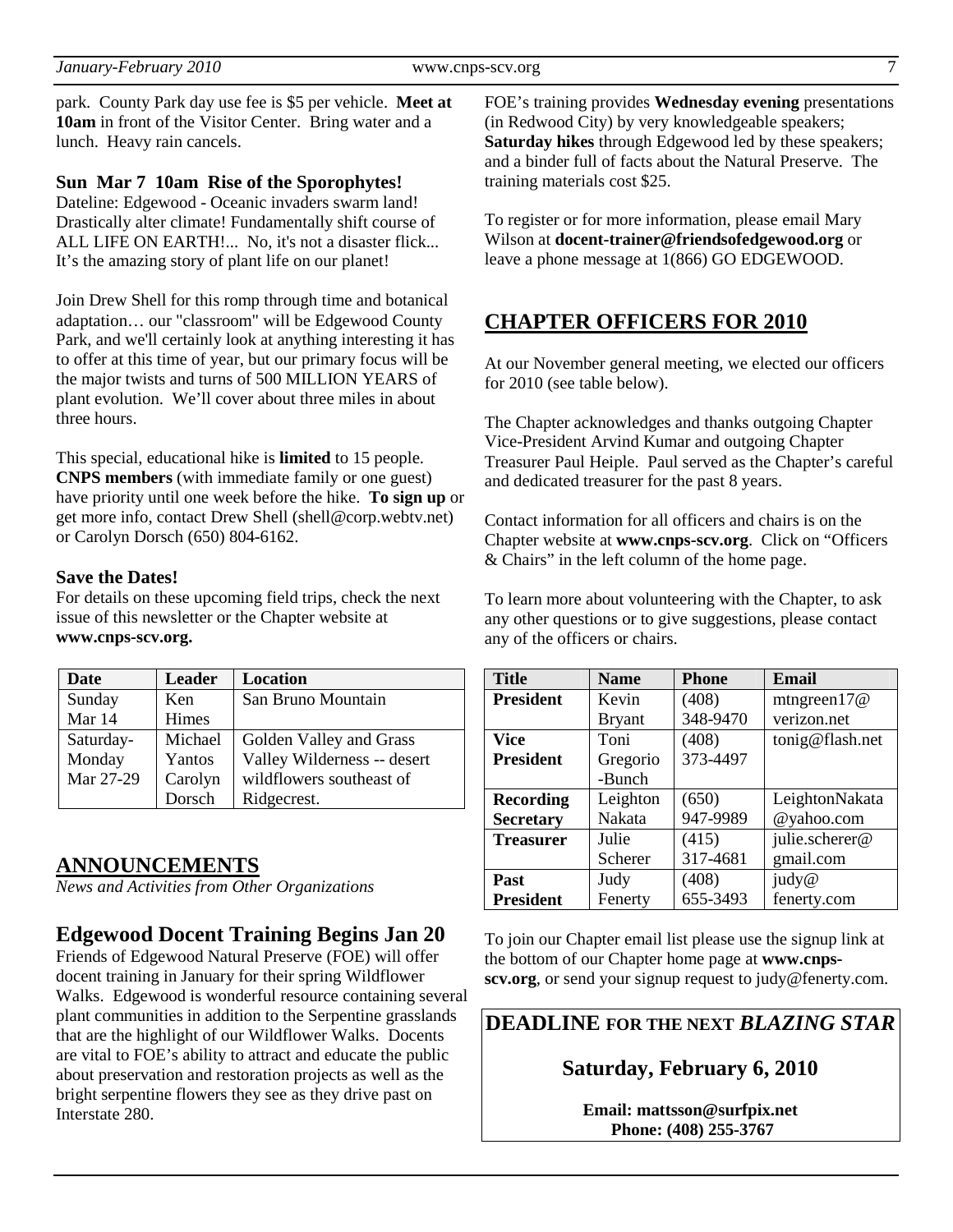park. County Park day use fee is $5 per vehicle. **Meet at 10am** in front of the Visitor Center. Bring water and a lunch. Heavy rain cancels.

### Sun Mar 7 10am Rise of the Sporophytes!

Dateline: Edgewood - Oceanic invaders swarm land! Drastically alter climate! Fundamentally shift course of ALL LIFE ON EARTH!... No, it's not a disaster flick... It's the amazing story of plant life on our planet!

Join Drew Shell for this romp through time and botanical adaptation… our "classroom" will be Edgewood County Park, and we'll certainly look at anything interesting it has to offer at this time of year, but our primary focus will be the major twists and turns of 500 MILLION YEARS of plant evolution. We'll cover about three miles in about three hours.

This special, educational hike is **limited** to 15 people. **CNPS members** (with immediate family or one guest) have priority until one week before the hike. **To sign up** or get more info, contact Drew Shell (shell@corp.webtv.net) or Carolyn Dorsch (650) 804-6162.

### Save the Dates!

For details on these upcoming field trips, check the next issue of this newsletter or the Chapter website at **www.cnps-scv.org.**

| Date | Leader | Location |
|---|---|---|
| Sunday Mar 14 | Ken Himes | San Bruno Mountain |
| Saturday-Monday Mar 27-29 | Michael Yantos Carolyn Dorsch | Golden Valley and Grass Valley Wilderness -- desert wildflowers southeast of Ridgecrest. |

## ANNOUNCEMENTS

*News and Activities from Other Organizations*

### Edgewood Docent Training Begins Jan 20

Friends of Edgewood Natural Preserve (FOE) will offer docent training in January for their spring Wildflower Walks. Edgewood is wonderful resource containing several plant communities in addition to the Serpentine grasslands that are the highlight of our Wildflower Walks. Docents are vital to FOE's ability to attract and educate the public about preservation and restoration projects as well as the bright serpentine flowers they see as they drive past on Interstate 280.

FOE's training provides **Wednesday evening** presentations (in Redwood City) by very knowledgeable speakers; **Saturday hikes** through Edgewood led by these speakers; and a binder full of facts about the Natural Preserve. The training materials cost $25.

To register or for more information, please email Mary Wilson at **docent-trainer@friendsofedgewood.org** or leave a phone message at 1(866) GO EDGEWOOD.

## CHAPTER OFFICERS FOR 2010

At our November general meeting, we elected our officers for 2010 (see table below).

The Chapter acknowledges and thanks outgoing Chapter Vice-President Arvind Kumar and outgoing Chapter Treasurer Paul Heiple. Paul served as the Chapter's careful and dedicated treasurer for the past 8 years.

Contact information for all officers and chairs is on the Chapter website at **www.cnps-scv.org**. Click on "Officers & Chairs" in the left column of the home page.

To learn more about volunteering with the Chapter, to ask any other questions or to give suggestions, please contact any of the officers or chairs.

| Title | Name | Phone | Email |
|---|---|---|---|
| **President** | Kevin Bryant | (408) 348-9470 | mtngreen17@verizon.net |
| **Vice President** | Toni Gregorio-Bunch | (408) 373-4497 | tonig@flash.net |
| **Recording Secretary** | Leighton Nakata | (650) 947-9989 | LeightonNakata@yahoo.com |
| **Treasurer** | Julie Scherer | (415) 317-4681 | julie.scherer@gmail.com |
| **Past President** | Judy Fenerty | (408) 655-3493 | judy@fenerty.com |

To join our Chapter email list please use the signup link at the bottom of our Chapter home page at **www.cnps-scv.org**, or send your signup request to judy@fenerty.com.

**DEADLINE FOR THE NEXT *BLAZING STAR***

**Saturday, February 6, 2010**

**Email: mattsson@surfpix.net**
**Phone: (408) 255-3767**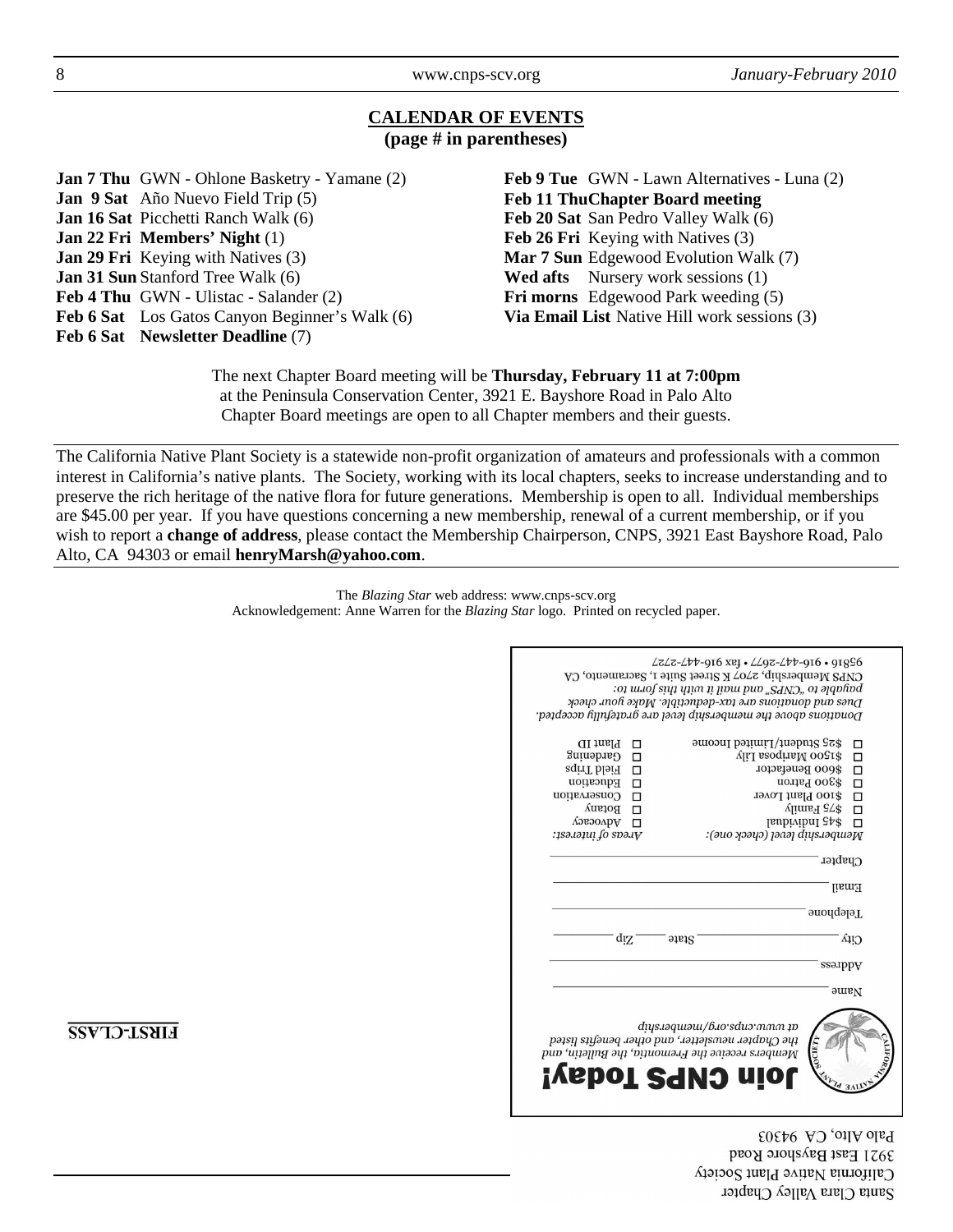## CALENDAR OF EVENTS
**(page # in parentheses)**

**Jan 7 Thu** GWN - Ohlone Basketry - Yamane (2)
**Jan 9 Sat** Año Nuevo Field Trip (5)
**Jan 16 Sat** Picchetti Ranch Walk (6)
**Jan 22 Fri** **Members' Night** (1)
**Jan 29 Fri** Keying with Natives (3)
**Jan 31 Sun** Stanford Tree Walk (6)
**Feb 4 Thu** GWN - Ulistac - Salander (2)
**Feb 6 Sat** Los Gatos Canyon Beginner's Walk (6)
**Feb 6 Sat** **Newsletter Deadline** (7)
**Feb 9 Tue** GWN - Lawn Alternatives - Luna (2)
**Feb 11 Thu** **Chapter Board meeting**
**Feb 20 Sat** San Pedro Valley Walk (6)
**Feb 26 Fri** Keying with Natives (3)
**Mar 7 Sun** Edgewood Evolution Walk (7)
**Wed afts** Nursery work sessions (1)
**Fri morns** Edgewood Park weeding (5)
**Via Email List** Native Hill work sessions (3)

The next Chapter Board meeting will be **Thursday, February 11 at 7:00pm** at the Peninsula Conservation Center, 3921 E. Bayshore Road in Palo Alto
Chapter Board meetings are open to all Chapter members and their guests.

The California Native Plant Society is a statewide non-profit organization of amateurs and professionals with a common interest in California's native plants. The Society, working with its local chapters, seeks to increase understanding and to preserve the rich heritage of the native flora for future generations. Membership is open to all. Individual memberships are $45.00 per year. If you have questions concerning a new membership, renewal of a current membership, or if you wish to report a **change of address**, please contact the Membership Chairperson, CNPS, 3921 East Bayshore Road, Palo Alto, CA 94303 or email **henryMarsh@yahoo.com**.

The *Blazing Star* web address: www.cnps-scv.org
Acknowledgement: Anne Warren for the *Blazing Star* logo. Printed on recycled paper.

Santa Clara Valley Chapter
California Native Plant Society
3921 East Bayshore Road
Palo Alto, CA 94303

**FIRST-CLASS**

## Join CNPS Today!

*Members receive the Fremontia, the Bulletin, and the Chapter newsletter, and other benefits listed at www.cnps.org/membership*

Name ______________________

Address ______________________

City ________ State ________ Zip ________

Telephone ______________________

Email ______________________

Chapter ______________________

*Membership level (check one):*
- ☐ $45 Individual
- ☐ $75 Family
- ☐ $100 Plant Lover
- ☐ $300 Patron
- ☐ $600 Benefactor
- ☐ $1500 Mariposa Lily
- ☐ $25 Student/Limited Income

*Areas of interest:*
- ☐ Advocacy
- ☐ Botany
- ☐ Conservation
- ☐ Education
- ☐ Field Trips
- ☐ Gardening
- ☐ Plant ID

*Donations above the membership level are gratefully accepted. Dues and donations are tax-deductible. Make your check payable to "CNPS" and mail it with this form to:*
CNPS Membership, 2707 K Street Suite 1, Sacramento, CA 95816 • 916-447-2677 • fax 916-447-2727